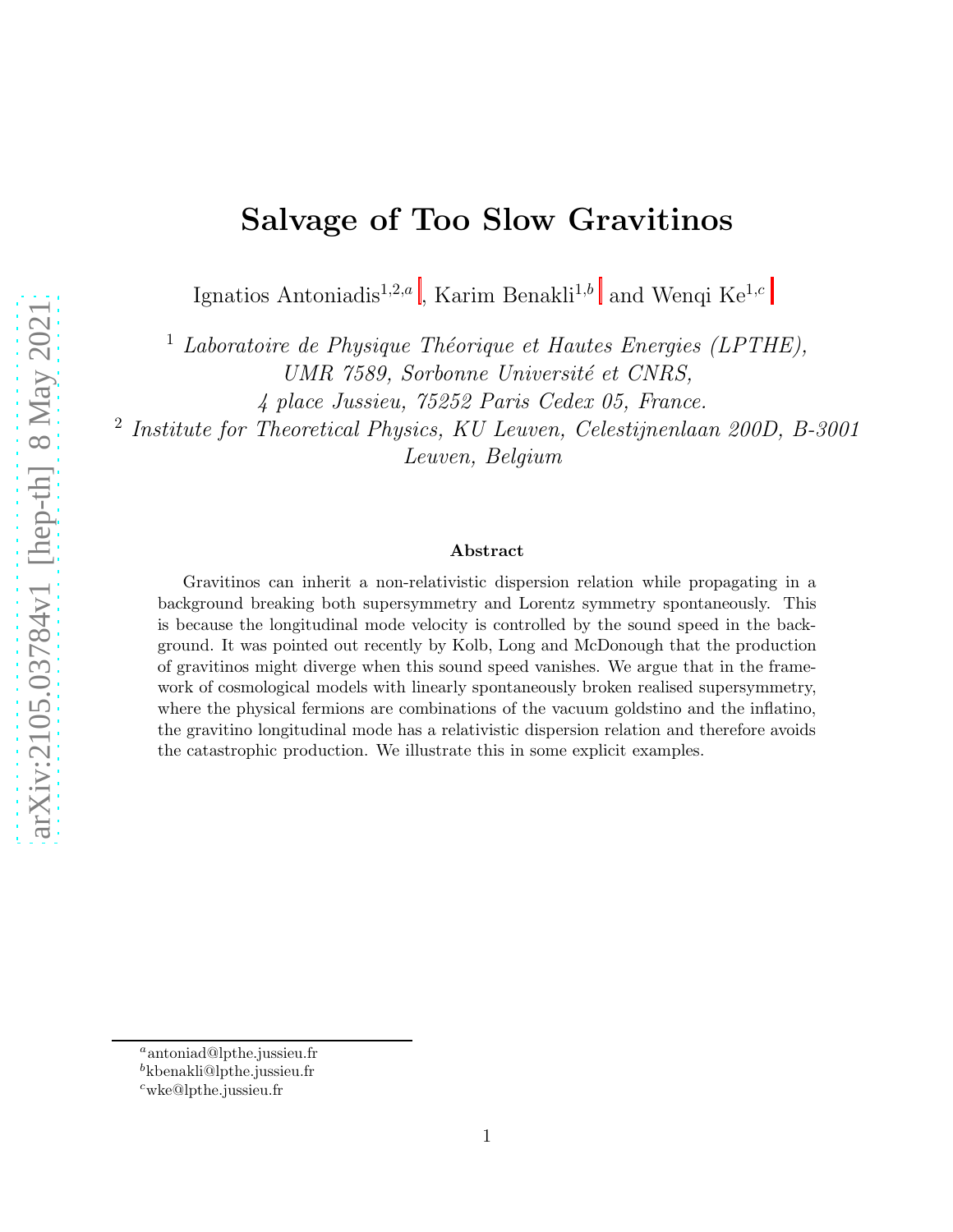# Salvage of Too Slow Gravitinos

Ignatios Antoniadis[1,2,a], Karim Benakli[1,b] and Wenqi Ke[1,c]

[1] *Laboratoire de Physique Théorique et Hautes Energies (LPTHE), UMR 7589, Sorbonne Université et CNRS, 4 place Jussieu, 75252 Paris Cedex 05, France.*

[2] *Institute for Theoretical Physics, KU Leuven, Celestijnenlaan 200D, B-3001 Leuven, Belgium*

### Abstract

Gravitinos can inherit a non-relativistic dispersion relation while propagating in a background breaking both supersymmetry and Lorentz symmetry spontaneously. This is because the longitudinal mode velocity is controlled by the sound speed in the background. It was pointed out recently by Kolb, Long and McDonough that the production of gravitinos might diverge when this sound speed vanishes. We argue that in the framework of cosmological models with linearly spontaneously broken realised supersymmetry, where the physical fermions are combinations of the vacuum goldstino and the inflatino, the gravitino longitudinal mode has a relativistic dispersion relation and therefore avoids the catastrophic production. We illustrate this in some explicit examples.

---

[a] antoniad@lpthe.jussieu.fr

[b] kbenakli@lpthe.jussieu.fr

[c] wke@lpthe.jussieu.fr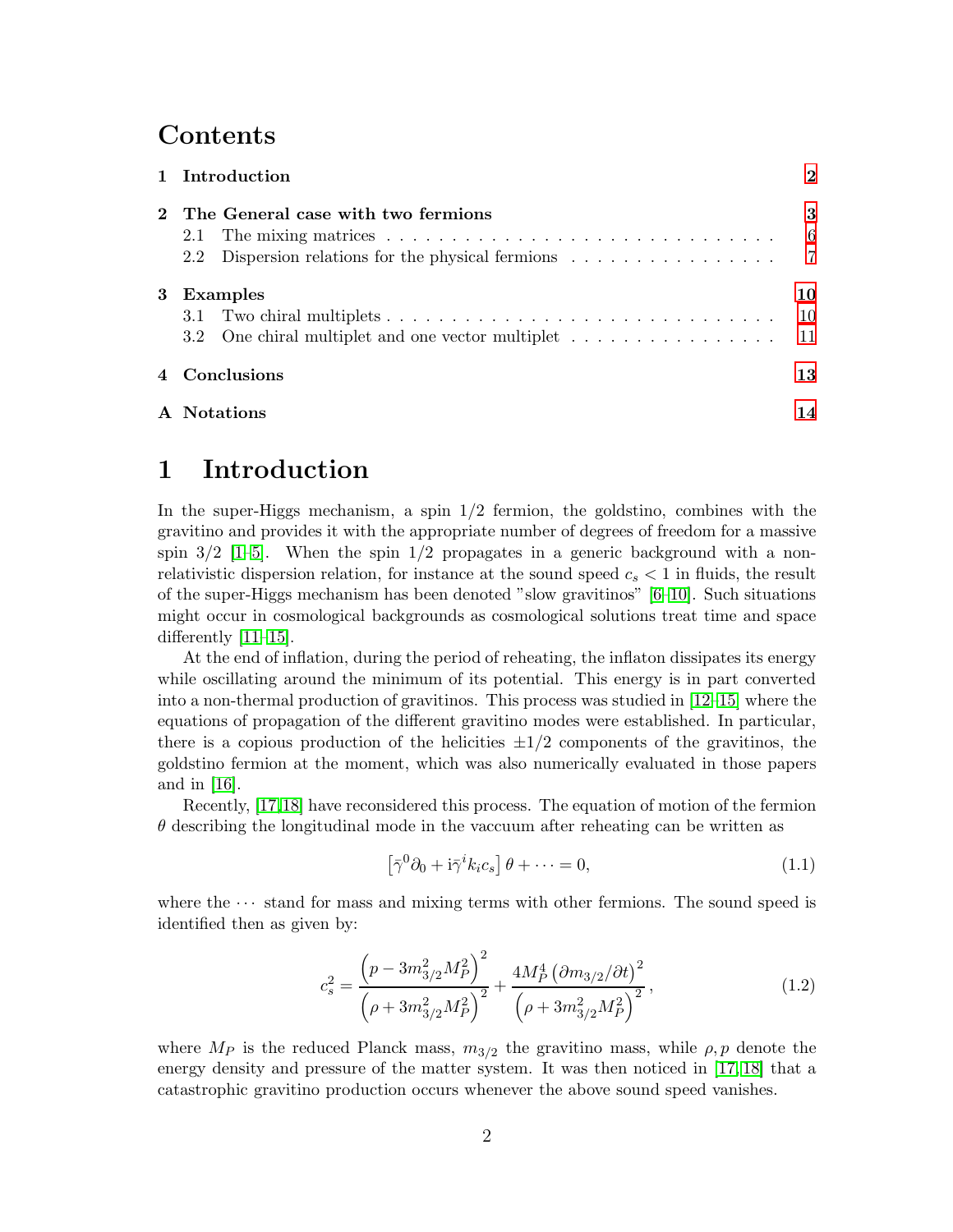# Contents

| | |
|---|---|
| **1 Introduction** | **2** |
| **2 The General case with two fermions** | **3** |
| 2.1 The mixing matrices | 6 |
| 2.2 Dispersion relations for the physical fermions | 7 |
| **3 Examples** | **10** |
| 3.1 Two chiral multiplets | 10 |
| 3.2 One chiral multiplet and one vector multiplet | 11 |
| **4 Conclusions** | **13** |
| **A Notations** | **14** |

# 1 Introduction

In the super-Higgs mechanism, a spin 1/2 fermion, the goldstino, combines with the gravitino and provides it with the appropriate number of degrees of freedom for a massive spin 3/2 [1–5]. When the spin 1/2 propagates in a generic background with a non-relativistic dispersion relation, for instance at the sound speed $c_s < 1$ in fluids, the result of the super-Higgs mechanism has been denoted "slow gravitinos" [6–10]. Such situations might occur in cosmological backgrounds as cosmological solutions treat time and space differently [11–15].

At the end of inflation, during the period of reheating, the inflaton dissipates its energy while oscillating around the minimum of its potential. This energy is in part converted into a non-thermal production of gravitinos. This process was studied in [12–15] where the equations of propagation of the different gravitino modes were established. In particular, there is a copious production of the helicities $\pm 1/2$ components of the gravitinos, the goldstino fermion at the moment, which was also numerically evaluated in those papers and in [16].

Recently, [17,18] have reconsidered this process. The equation of motion of the fermion $\theta$ describing the longitudinal mode in the vaccuum after reheating can be written as

$$\left[\bar{\gamma}^0 \partial_0 + \mathrm{i}\bar{\gamma}^i k_i c_s\right]\theta + \cdots = 0, \tag{1.1}$$

where the $\cdots$ stand for mass and mixing terms with other fermions. The sound speed is identified then as given by:

$$c_s^2 = \frac{\left(p - 3m_{3/2}^2 M_P^2\right)^2}{\left(\rho + 3m_{3/2}^2 M_P^2\right)^2} + \frac{4M_P^4 \left(\partial m_{3/2}/\partial t\right)^2}{\left(\rho + 3m_{3/2}^2 M_P^2\right)^2}, \tag{1.2}$$

where $M_P$ is the reduced Planck mass, $m_{3/2}$ the gravitino mass, while $\rho, p$ denote the energy density and pressure of the matter system. It was then noticed in [17,18] that a catastrophic gravitino production occurs whenever the above sound speed vanishes.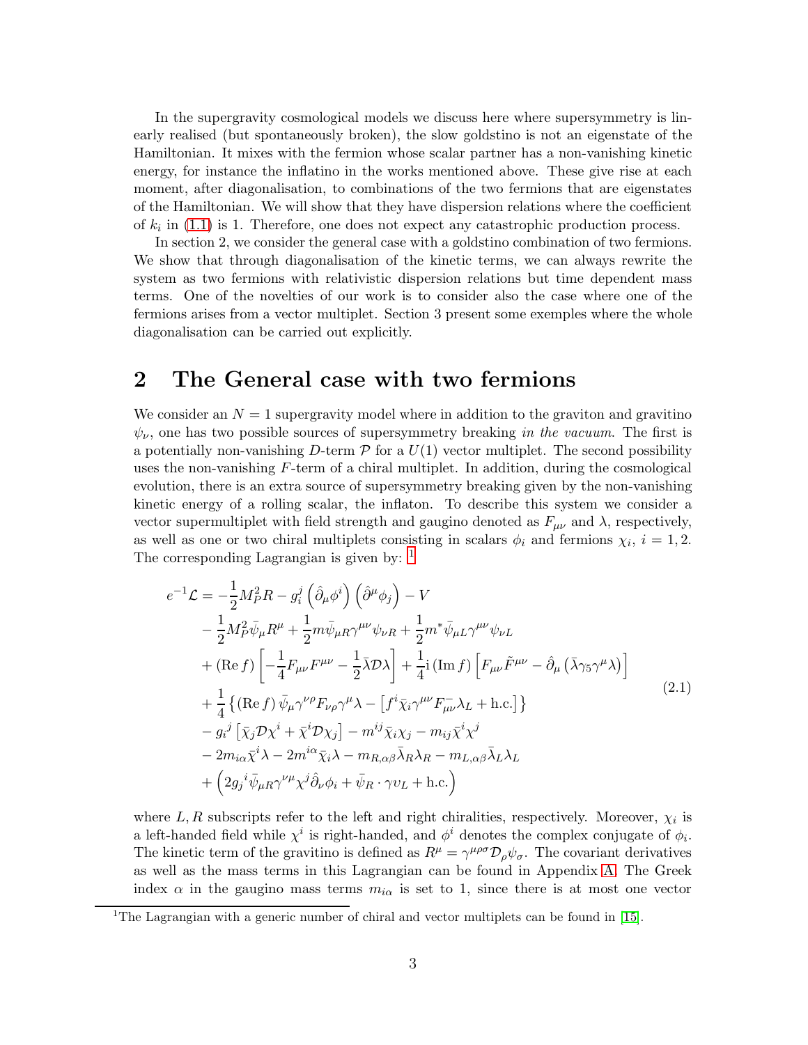In the supergravity cosmological models we discuss here where supersymmetry is linearly realised (but spontaneously broken), the slow goldstino is not an eigenstate of the Hamiltonian. It mixes with the fermion whose scalar partner has a non-vanishing kinetic energy, for instance the inflatino in the works mentioned above. These give rise at each moment, after diagonalisation, to combinations of the two fermions that are eigenstates of the Hamiltonian. We will show that they have dispersion relations where the coefficient of $k_i$ in (1.1) is 1. Therefore, one does not expect any catastrophic production process.

In section 2, we consider the general case with a goldstino combination of two fermions. We show that through diagonalisation of the kinetic terms, we can always rewrite the system as two fermions with relativistic dispersion relations but time dependent mass terms. One of the novelties of our work is to consider also the case where one of the fermions arises from a vector multiplet. Section 3 present some exemples where the whole diagonalisation can be carried out explicitly.

# 2 The General case with two fermions

We consider an $N = 1$ supergravity model where in addition to the graviton and gravitino $\psi_\nu$, one has two possible sources of supersymmetry breaking *in the vacuum*. The first is a potentially non-vanishing $D$-term $\mathcal{P}$ for a $U(1)$ vector multiplet. The second possibility uses the non-vanishing $F$-term of a chiral multiplet. In addition, during the cosmological evolution, there is an extra source of supersymmetry breaking given by the non-vanishing kinetic energy of a rolling scalar, the inflaton. To describe this system we consider a vector supermultiplet with field strength and gaugino denoted as $F_{\mu\nu}$ and $\lambda$, respectively, as well as one or two chiral multiplets consisting in scalars $\phi_i$ and fermions $\chi_i$, $i = 1, 2$. The corresponding Lagrangian is given by: [1]

$$
\begin{aligned}
e^{-1}\mathcal{L} = & -\frac{1}{2}M_P^2 R - g_i^j \left(\hat{\partial}_\mu \phi^i\right)\left(\hat{\partial}^\mu \phi_j\right) - V \\
& - \frac{1}{2}M_P^2 \bar{\psi}_\mu R^\mu + \frac{1}{2} m \bar{\psi}_{\mu R}\gamma^{\mu\nu}\psi_{\nu R} + \frac{1}{2} m^* \bar{\psi}_{\mu L}\gamma^{\mu\nu}\psi_{\nu L} \\
& + (\mathrm{Re}\, f)\left[-\frac{1}{4}F_{\mu\nu}F^{\mu\nu} - \frac{1}{2}\bar{\lambda}\not{\mathcal{D}}\lambda\right] + \frac{1}{4}\mathrm{i}\,(\mathrm{Im}\, f)\left[F_{\mu\nu}\tilde{F}^{\mu\nu} - \hat{\partial}_\mu\left(\bar{\lambda}\gamma_5\gamma^\mu\lambda\right)\right] \\
& + \frac{1}{4}\left\{(\mathrm{Re}\, f)\,\bar{\psi}_\mu \gamma^{\nu\rho}F_{\nu\rho}\gamma^\mu\lambda - \left[f^i \bar{\chi}_i \gamma^{\mu\nu}F^-_{\mu\nu}\lambda_L + \mathrm{h.c.}\right]\right\} \\
& - g_i{}^j\left[\bar{\chi}_j \not{\mathcal{D}}\chi^i + \bar{\chi}^i \not{\mathcal{D}}\chi_j\right] - m^{ij}\bar{\chi}_i\chi_j - m_{ij}\bar{\chi}^i\chi^j \\
& - 2m_{i\alpha}\bar{\chi}^i\lambda - 2m^{i\alpha}\bar{\chi}_i\lambda - m_{R,\alpha\beta}\bar{\lambda}_R\lambda_R - m_{L,\alpha\beta}\bar{\lambda}_L\lambda_L \\
& + \left(2g_j{}^i \bar{\psi}_{\mu R}\gamma^{\nu\mu}\chi^j\hat{\partial}_\nu\phi_i + \bar{\psi}_R\cdot\gamma\upsilon_L + \mathrm{h.c.}\right)
\end{aligned}
\tag{2.1}
$$

where $L, R$ subscripts refer to the left and right chiralities, respectively. Moreover, $\chi_i$ is a left-handed field while $\chi^i$ is right-handed, and $\phi^i$ denotes the complex conjugate of $\phi_i$. The kinetic term of the gravitino is defined as $R^\mu = \gamma^{\mu\rho\sigma}\mathcal{D}_\rho\psi_\sigma$. The covariant derivatives as well as the mass terms in this Lagrangian can be found in Appendix A. The Greek index $\alpha$ in the gaugino mass terms $m_{i\alpha}$ is set to 1, since there is at most one vector

[1] The Lagrangian with a generic number of chiral and vector multiplets can be found in [15].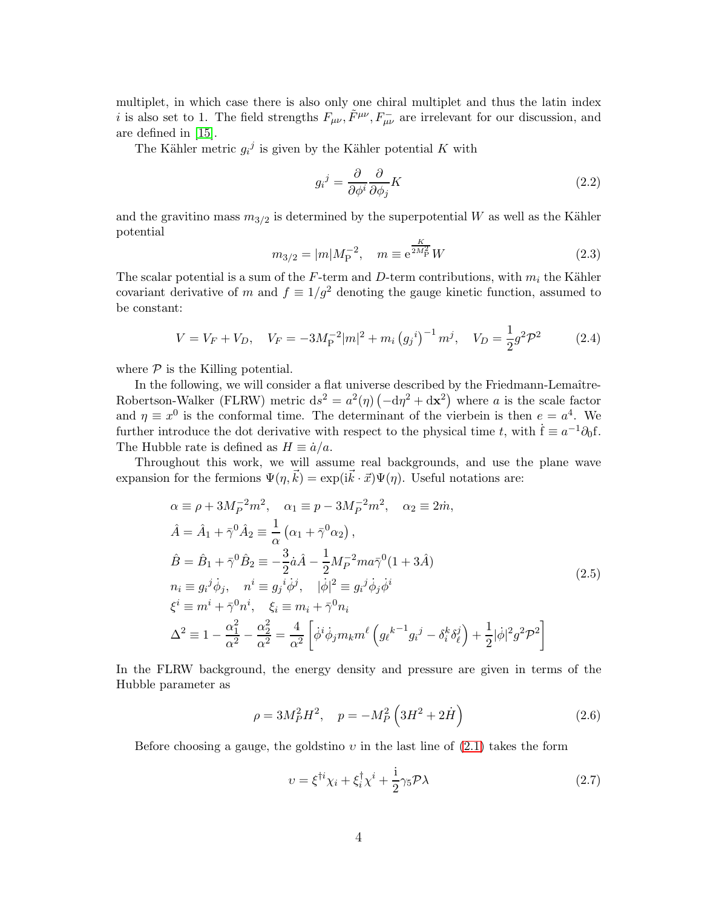multiplet, in which case there is also only one chiral multiplet and thus the latin index $i$ is also set to 1. The field strengths $F_{\mu\nu}, \tilde{F}^{\mu\nu}, F^{-}_{\mu\nu}$ are irrelevant for our discussion, and are defined in [15].

The Kähler metric $g_i{}^j$ is given by the Kähler potential $K$ with

$$g_i{}^j = \frac{\partial}{\partial\phi^i}\frac{\partial}{\partial\phi_j}K \tag{2.2}$$

and the gravitino mass $m_{3/2}$ is determined by the superpotential $W$ as well as the Kähler potential

$$m_{3/2} = |m| M_{\rm P}^{-2}, \quad m \equiv {\rm e}^{\frac{K}{2M_{\rm P}^2}} W \tag{2.3}$$

The scalar potential is a sum of the $F$-term and $D$-term contributions, with $m_i$ the Kähler covariant derivative of $m$ and $f \equiv 1/g^2$ denoting the gauge kinetic function, assumed to be constant:

$$V = V_F + V_D, \quad V_F = -3M_{\rm P}^{-2}|m|^2 + m_i \left(g_j{}^i\right)^{-1} m^j, \quad V_D = \frac{1}{2}g^2\mathcal{P}^2 \tag{2.4}$$

where $\mathcal{P}$ is the Killing potential.

In the following, we will consider a flat universe described by the Friedmann-Lemaître-Robertson-Walker (FLRW) metric ${\rm d}s^2 = a^2(\eta)\left(-{\rm d}\eta^2 + {\rm d}\mathbf{x}^2\right)$ where $a$ is the scale factor and $\eta \equiv x^0$ is the conformal time. The determinant of the vierbein is then $e = a^4$. We further introduce the dot derivative with respect to the physical time $t$, with $\dot{\rm f} \equiv a^{-1}\partial_0 {\rm f}$. The Hubble rate is defined as $H \equiv \dot{a}/a$.

Throughout this work, we will assume real backgrounds, and use the plane wave expansion for the fermions $\Psi(\eta, \vec{k}) = \exp({\rm i}\vec{k}\cdot\vec{x})\Psi(\eta)$. Useful notations are:

$$\begin{aligned}
&\alpha \equiv \rho + 3M_P^{-2}m^2, \quad \alpha_1 \equiv p - 3M_P^{-2}m^2, \quad \alpha_2 \equiv 2\dot{m}, \\
&\hat{A} = \hat{A}_1 + \bar{\gamma}^0\hat{A}_2 \equiv \frac{1}{\alpha}\left(\alpha_1 + \bar{\gamma}^0\alpha_2\right), \\
&\hat{B} = \hat{B}_1 + \bar{\gamma}^0\hat{B}_2 \equiv -\frac{3}{2}\dot{a}\hat{A} - \frac{1}{2}M_P^{-2}ma\bar{\gamma}^0(1+3\hat{A}) \\
&n_i \equiv g_i{}^j\dot{\phi}_j, \quad n^i \equiv g_j{}^i\dot{\phi}^j, \quad |\dot{\phi}|^2 \equiv g_i{}^j\dot{\phi}_j\dot{\phi}^i \\
&\xi^i \equiv m^i + \bar{\gamma}^0 n^i, \quad \xi_i \equiv m_i + \bar{\gamma}^0 n_i \\
&\Delta^2 \equiv 1 - \frac{\alpha_1^2}{\alpha^2} - \frac{\alpha_2^2}{\alpha^2} = \frac{4}{\alpha^2}\left[\dot{\phi}^i\dot{\phi}_j m_k m^\ell\left(g_\ell{}^{k-1}g_i{}^j - \delta_i^k\delta_\ell^j\right) + \frac{1}{2}|\dot{\phi}|^2 g^2\mathcal{P}^2\right]
\end{aligned} \tag{2.5}$$

In the FLRW background, the energy density and pressure are given in terms of the Hubble parameter as

$$\rho = 3M_P^2 H^2, \quad p = -M_P^2\left(3H^2 + 2\dot{H}\right) \tag{2.6}$$

Before choosing a gauge, the goldstino $\upsilon$ in the last line of (2.1) takes the form

$$\upsilon = \xi^{\dagger i}\chi_i + \xi_i^\dagger\chi^i + \frac{\rm i}{2}\gamma_5\mathcal{P}\lambda \tag{2.7}$$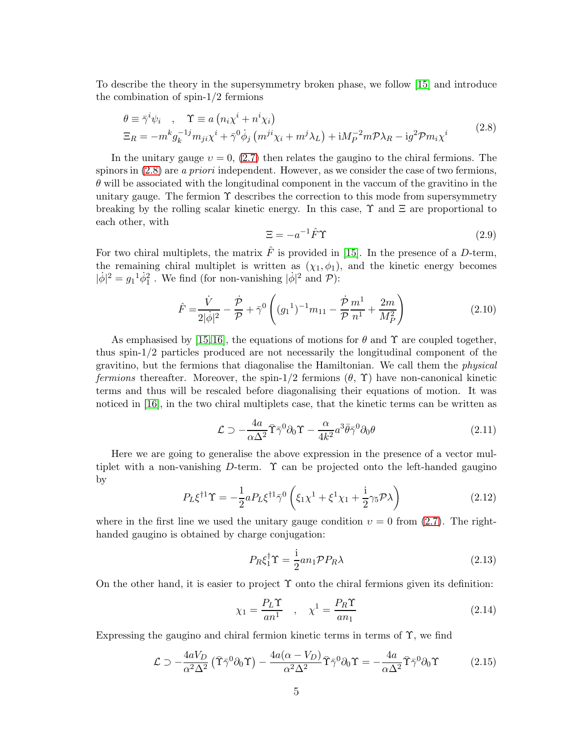To describe the theory in the supersymmetry broken phase, we follow [15] and introduce the combination of spin-1/2 fermions

$$
\begin{aligned}
&\theta \equiv \bar{\gamma}^i \psi_i \quad , \quad \Upsilon \equiv a\left(n_i \chi^i + n^i \chi_i\right) \\
&\Xi_R = -m^k g_k^{-1j} m_{ji} \chi^i + \bar{\gamma}^0 \dot{\phi}_j \left(m^{ji}\chi_i + m^j \lambda_L\right) + \mathrm{i} M_P^{-2} m \mathcal{P} \lambda_R - \mathrm{i} g^2 \mathcal{P} m_i \chi^i
\end{aligned}
\tag{2.8}
$$

In the unitary gauge $\upsilon = 0$, (2.7) then relates the gaugino to the chiral fermions. The spinors in (2.8) are *a priori* independent. However, as we consider the case of two fermions, $\theta$ will be associated with the longitudinal component in the vaccum of the gravitino in the unitary gauge. The fermion $\Upsilon$ describes the correction to this mode from supersymmetry breaking by the rolling scalar kinetic energy. In this case, $\Upsilon$ and $\Xi$ are proportional to each other, with

$$
\Xi = -a^{-1} \hat{F} \Upsilon \tag{2.9}
$$

For two chiral multiplets, the matrix $\hat{F}$ is provided in [15]. In the presence of a $D$-term, the remaining chiral multiplet is written as $(\chi_1, \phi_1)$, and the kinetic energy becomes $|\dot{\phi}|^2 = g_1{}^1 \dot{\phi}_1^2$ . We find (for non-vanishing $|\dot{\phi}|^2$ and $\mathcal{P}$):

$$
\hat{F} = \frac{\dot{V}}{2|\dot{\phi}|^2} - \frac{\dot{\mathcal{P}}}{\mathcal{P}} + \bar{\gamma}^0 \left( (g_1{}^1)^{-1} m_{11} - \frac{\dot{\mathcal{P}}}{\mathcal{P}} \frac{m^1}{n^1} + \frac{2m}{M_P^2} \right) \tag{2.10}
$$

As emphasised by [15,16], the equations of motions for $\theta$ and $\Upsilon$ are coupled together, thus spin-1/2 particles produced are not necessarily the longitudinal component of the gravitino, but the fermions that diagonalise the Hamiltonian. We call them the *physical fermions* thereafter. Moreover, the spin-1/2 fermions ($\theta$, $\Upsilon$) have non-canonical kinetic terms and thus will be rescaled before diagonalising their equations of motion. It was noticed in [16], in the two chiral multiplets case, that the kinetic terms can be written as

$$
\mathcal{L} \supset -\frac{4a}{\alpha \Delta^2} \bar{\Upsilon} \bar{\gamma}^0 \partial_0 \Upsilon - \frac{\alpha}{4k^2} a^3 \bar{\theta} \bar{\gamma}^0 \partial_0 \theta \tag{2.11}
$$

Here we are going to generalise the above expression in the presence of a vector multiplet with a non-vanishing $D$-term. $\Upsilon$ can be projected onto the left-handed gaugino by

$$
P_L \xi^{\dagger 1} \Upsilon = -\frac{1}{2} a P_L \xi^{\dagger 1} \bar{\gamma}^0 \left( \xi_1 \chi^1 + \xi^1 \chi_1 + \frac{\mathrm{i}}{2} \gamma_5 \mathcal{P} \lambda \right) \tag{2.12}
$$

where in the first line we used the unitary gauge condition $\upsilon = 0$ from (2.7). The right-handed gaugino is obtained by charge conjugation:

$$
P_R \xi_1^\dagger \Upsilon = \frac{\mathrm{i}}{2} a n_1 \mathcal{P} P_R \lambda \tag{2.13}
$$

On the other hand, it is easier to project $\Upsilon$ onto the chiral fermions given its definition:

$$
\chi_1 = \frac{P_L \Upsilon}{a n^1} \quad , \quad \chi^1 = \frac{P_R \Upsilon}{a n_1} \tag{2.14}
$$

Expressing the gaugino and chiral fermion kinetic terms in terms of $\Upsilon$, we find

$$
\mathcal{L} \supset -\frac{4a V_D}{\alpha^2 \Delta^2} \left( \bar{\Upsilon} \bar{\gamma}^0 \partial_0 \Upsilon \right) - \frac{4a(\alpha - V_D)}{\alpha^2 \Delta^2} \bar{\Upsilon} \bar{\gamma}^0 \partial_0 \Upsilon = -\frac{4a}{\alpha \Delta^2} \bar{\Upsilon} \bar{\gamma}^0 \partial_0 \Upsilon \tag{2.15}
$$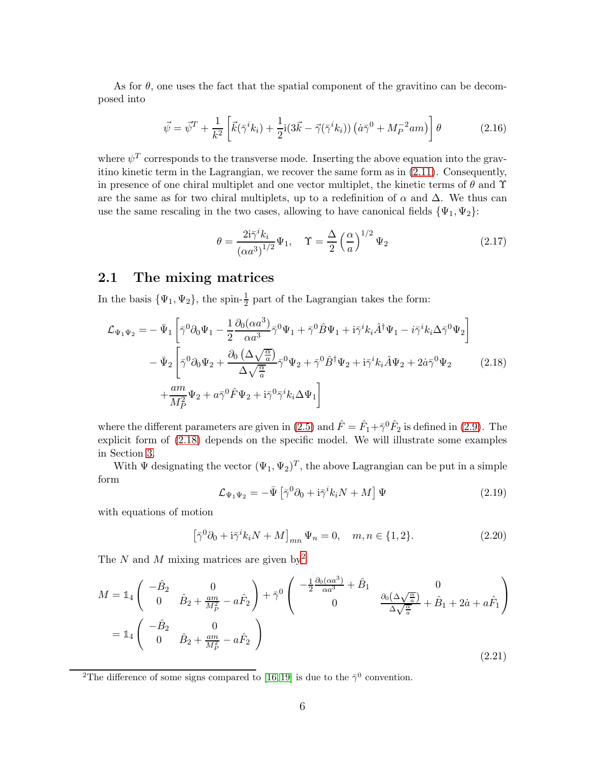As for $\theta$, one uses the fact that the spatial component of the gravitino can be decomposed into

$$\vec{\psi} = \vec{\psi}^T + \frac{1}{k^2}\left[\vec{k}(\bar{\gamma}^i k_i) + \frac{1}{2}\mathrm{i}(3\vec{k} - \vec{\gamma}(\bar{\gamma}^i k_i))\left(\dot{a}\bar{\gamma}^0 + M_P^{-2}am\right)\right]\theta \tag{2.16}$$

where $\psi^T$ corresponds to the transverse mode. Inserting the above equation into the gravitino kinetic term in the Lagrangian, we recover the same form as in (2.11). Consequently, in presence of one chiral multiplet and one vector multiplet, the kinetic terms of $\theta$ and $\Upsilon$ are the same as for two chiral multiplets, up to a redefinition of $\alpha$ and $\Delta$. We thus can use the same rescaling in the two cases, allowing to have canonical fields $\{\Psi_1, \Psi_2\}$:

$$\theta = \frac{2\mathrm{i}\bar{\gamma}^i k_i}{(\alpha a^3)^{1/2}}\Psi_1, \quad \Upsilon = \frac{\Delta}{2}\left(\frac{\alpha}{a}\right)^{1/2}\Psi_2 \tag{2.17}$$

## 2.1 The mixing matrices

In the basis $\{\Psi_1, \Psi_2\}$, the spin-$\frac{1}{2}$ part of the Lagrangian takes the form:

$$\begin{aligned}
\mathcal{L}_{\Psi_1\Psi_2} = & -\bar{\Psi}_1\left[\bar{\gamma}^0\partial_0\Psi_1 - \frac{1}{2}\frac{\partial_0(\alpha a^3)}{\alpha a^3}\bar{\gamma}^0\Psi_1 + \bar{\gamma}^0\hat{B}\Psi_1 + \mathrm{i}\bar{\gamma}^i k_i\hat{A}^\dagger\Psi_1 - i\bar{\gamma}^i k_i\Delta\bar{\gamma}^0\Psi_2\right] \\
& -\bar{\Psi}_2\left[\bar{\gamma}^0\partial_0\Psi_2 + \frac{\partial_0\left(\Delta\sqrt{\frac{\alpha}{a}}\right)}{\Delta\sqrt{\frac{\alpha}{a}}}\bar{\gamma}^0\Psi_2 + \bar{\gamma}^0\hat{B}^\dagger\Psi_2 + \mathrm{i}\bar{\gamma}^i k_i\hat{A}\Psi_2 + 2\dot{a}\bar{\gamma}^0\Psi_2\right. \\
& \left. + \frac{am}{M_P^2}\Psi_2 + a\bar{\gamma}^0\hat{F}\Psi_2 + \mathrm{i}\bar{\gamma}^0\bar{\gamma}^i k_i\Delta\Psi_1\right]
\end{aligned} \tag{2.18}$$

where the different parameters are given in (2.5) and $\hat{F} = \hat{F}_1 + \bar{\gamma}^0\hat{F}_2$ is defined in (2.9). The explicit form of (2.18) depends on the specific model. We will illustrate some examples in Section 3.

With $\Psi$ designating the vector $(\Psi_1, \Psi_2)^T$, the above Lagrangian can be put in a simple form

$$\mathcal{L}_{\Psi_1\Psi_2} = -\bar{\Psi}\left[\bar{\gamma}^0\partial_0 + \mathrm{i}\bar{\gamma}^i k_i N + M\right]\Psi \tag{2.19}$$

with equations of motion

$$\left[\bar{\gamma}^0\partial_0 + \mathrm{i}\bar{\gamma}^i k_i N + M\right]_{mn}\Psi_n = 0, \quad m, n \in \{1, 2\}. \tag{2.20}$$

The $N$ and $M$ mixing matrices are given by[2]

$$\begin{aligned}
M &= \mathbb{1}_4\begin{pmatrix} -\hat{B}_2 & 0 \\ 0 & \hat{B}_2 + \frac{am}{M_P^2} - a\hat{F}_2 \end{pmatrix} + \bar{\gamma}^0\begin{pmatrix} -\frac{1}{2}\frac{\partial_0(\alpha a^3)}{\alpha a^3} + \hat{B}_1 & 0 \\ 0 & \frac{\partial_0\left(\Delta\sqrt{\frac{\alpha}{a}}\right)}{\Delta\sqrt{\frac{\alpha}{a}}} + \hat{B}_1 + 2\dot{a} + a\hat{F}_1 \end{pmatrix} \\
&= \mathbb{1}_4\begin{pmatrix} -\hat{B}_2 & 0 \\ 0 & \hat{B}_2 + \frac{am}{M_P^2} - a\hat{F}_2 \end{pmatrix}
\end{aligned} \tag{2.21}$$

---

[2] The difference of some signs compared to [16, 19] is due to the $\bar{\gamma}^0$ convention.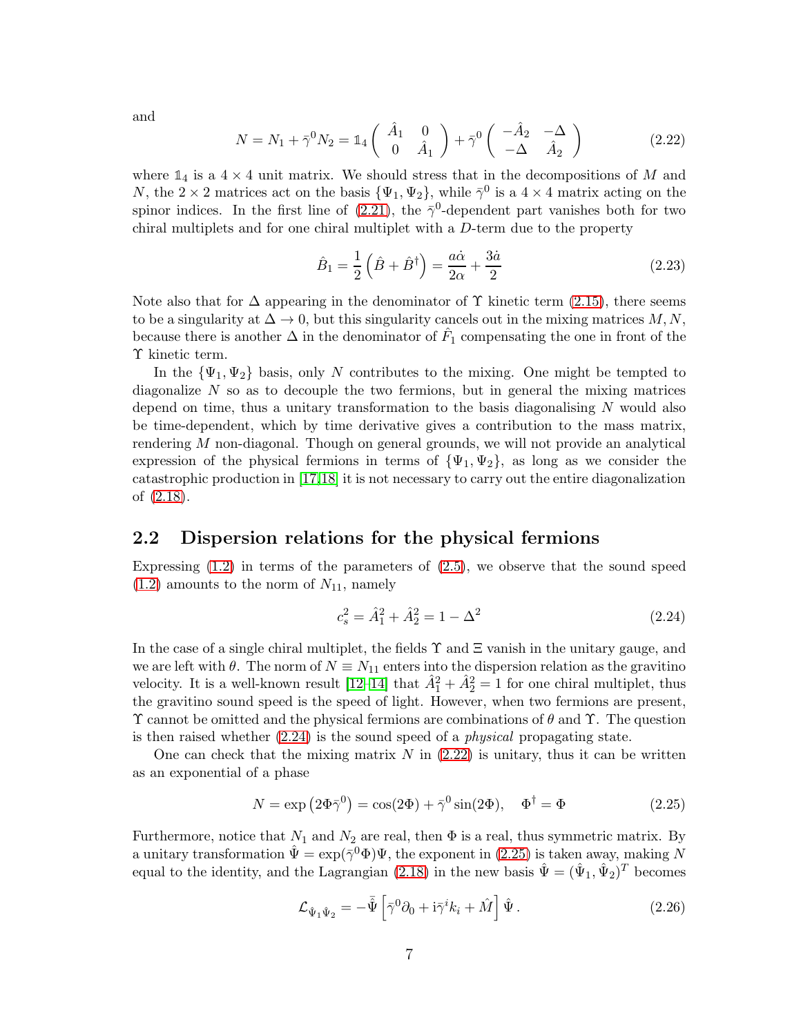and

$$N = N_1 + \bar{\gamma}^0 N_2 = \mathbb{1}_4 \begin{pmatrix} \hat{A}_1 & 0 \\ 0 & \hat{A}_1 \end{pmatrix} + \bar{\gamma}^0 \begin{pmatrix} -\hat{A}_2 & -\Delta \\ -\Delta & \hat{A}_2 \end{pmatrix} \tag{2.22}$$

where $\mathbb{1}_4$ is a $4 \times 4$ unit matrix. We should stress that in the decompositions of $M$ and $N$, the $2 \times 2$ matrices act on the basis $\{\Psi_1, \Psi_2\}$, while $\bar{\gamma}^0$ is a $4 \times 4$ matrix acting on the spinor indices. In the first line of (2.21), the $\bar{\gamma}^0$-dependent part vanishes both for two chiral multiplets and for one chiral multiplet with a $D$-term due to the property

$$\hat{B}_1 = \frac{1}{2}\left(\hat{B} + \hat{B}^\dagger\right) = \frac{a\dot{\alpha}}{2\alpha} + \frac{3\dot{a}}{2} \tag{2.23}$$

Note also that for $\Delta$ appearing in the denominator of $\Upsilon$ kinetic term (2.15), there seems to be a singularity at $\Delta \to 0$, but this singularity cancels out in the mixing matrices $M, N$, because there is another $\Delta$ in the denominator of $\hat{F}_1$ compensating the one in front of the $\Upsilon$ kinetic term.

In the $\{\Psi_1, \Psi_2\}$ basis, only $N$ contributes to the mixing. One might be tempted to diagonalize $N$ so as to decouple the two fermions, but in general the mixing matrices depend on time, thus a unitary transformation to the basis diagonalising $N$ would also be time-dependent, which by time derivative gives a contribution to the mass matrix, rendering $M$ non-diagonal. Though on general grounds, we will not provide an analytical expression of the physical fermions in terms of $\{\Psi_1, \Psi_2\}$, as long as we consider the catastrophic production in [17,18] it is not necessary to carry out the entire diagonalization of (2.18).

## 2.2 Dispersion relations for the physical fermions

Expressing (1.2) in terms of the parameters of (2.5), we observe that the sound speed (1.2) amounts to the norm of $N_{11}$, namely

$$c_s^2 = \hat{A}_1^2 + \hat{A}_2^2 = 1 - \Delta^2 \tag{2.24}$$

In the case of a single chiral multiplet, the fields $\Upsilon$ and $\Xi$ vanish in the unitary gauge, and we are left with $\theta$. The norm of $N \equiv N_{11}$ enters into the dispersion relation as the gravitino velocity. It is a well-known result [12–14] that $\hat{A}_1^2 + \hat{A}_2^2 = 1$ for one chiral multiplet, thus the gravitino sound speed is the speed of light. However, when two fermions are present, $\Upsilon$ cannot be omitted and the physical fermions are combinations of $\theta$ and $\Upsilon$. The question is then raised whether (2.24) is the sound speed of a *physical* propagating state.

One can check that the mixing matrix $N$ in (2.22) is unitary, thus it can be written as an exponential of a phase

$$N = \exp\left(2\Phi\bar{\gamma}^0\right) = \cos(2\Phi) + \bar{\gamma}^0 \sin(2\Phi), \quad \Phi^\dagger = \Phi \tag{2.25}$$

Furthermore, notice that $N_1$ and $N_2$ are real, then $\Phi$ is a real, thus symmetric matrix. By a unitary transformation $\hat{\Psi} = \exp(\bar{\gamma}^0\Phi)\Psi$, the exponent in (2.25) is taken away, making $N$ equal to the identity, and the Lagrangian (2.18) in the new basis $\hat{\Psi} = (\hat{\Psi}_1, \hat{\Psi}_2)^T$ becomes

$$\mathcal{L}_{\hat{\Psi}_1\hat{\Psi}_2} = -\bar{\hat{\Psi}}\left[\bar{\gamma}^0\partial_0 + \mathrm{i}\bar{\gamma}^i k_i + \hat{M}\right]\hat{\Psi}\,. \tag{2.26}$$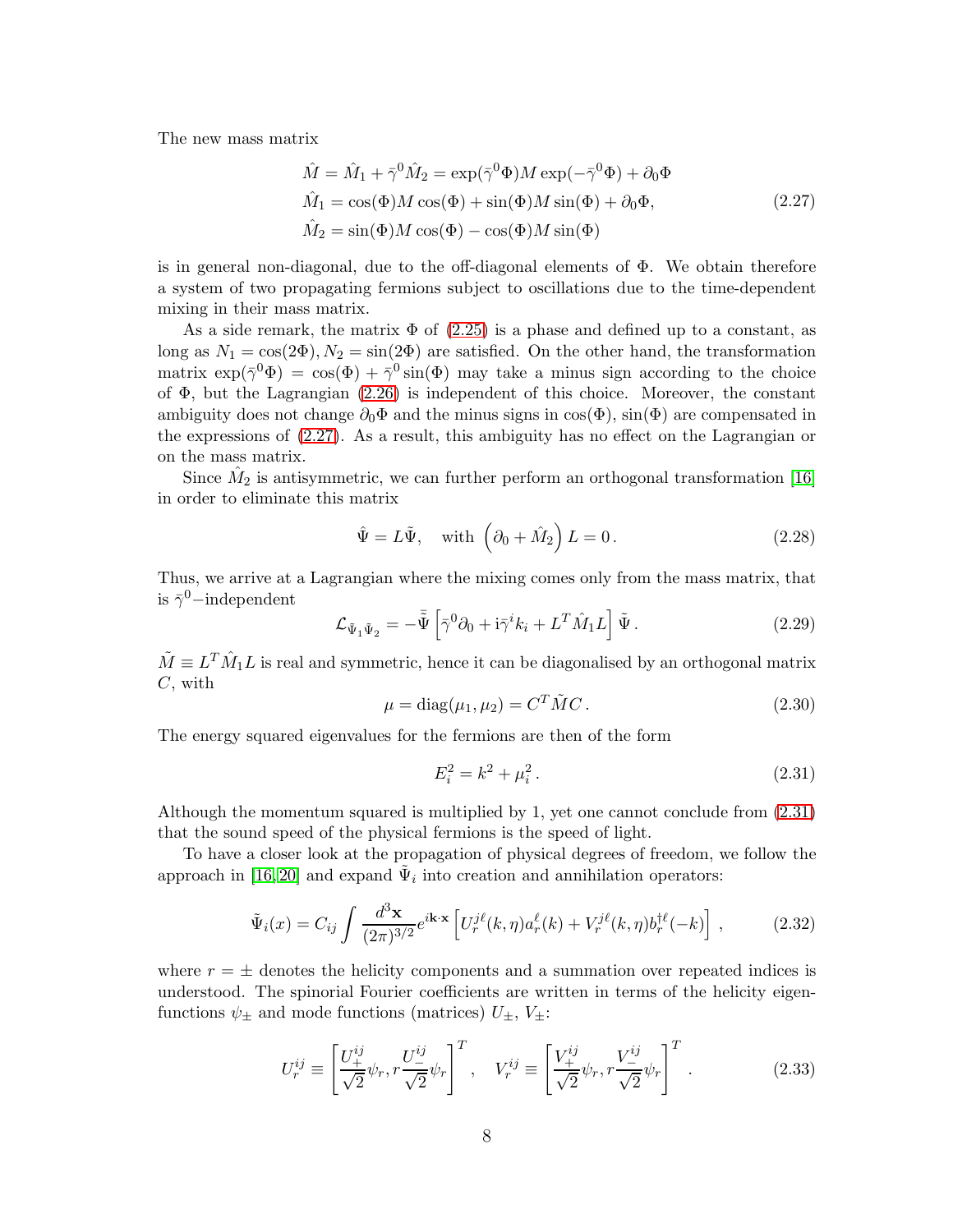The new mass matrix

$$
\begin{aligned}
\hat{M} &= \hat{M}_1 + \bar{\gamma}^0 \hat{M}_2 = \exp(\bar{\gamma}^0\Phi) M \exp(-\bar{\gamma}^0\Phi) + \partial_0\Phi \\
\hat{M}_1 &= \cos(\Phi) M \cos(\Phi) + \sin(\Phi) M \sin(\Phi) + \partial_0\Phi, \\
\hat{M}_2 &= \sin(\Phi) M \cos(\Phi) - \cos(\Phi) M \sin(\Phi)
\end{aligned}
\tag{2.27}
$$

is in general non-diagonal, due to the off-diagonal elements of $\Phi$. We obtain therefore a system of two propagating fermions subject to oscillations due to the time-dependent mixing in their mass matrix.

As a side remark, the matrix $\Phi$ of (2.25) is a phase and defined up to a constant, as long as $N_1 = \cos(2\Phi), N_2 = \sin(2\Phi)$ are satisfied. On the other hand, the transformation matrix $\exp(\bar{\gamma}^0\Phi) = \cos(\Phi) + \bar{\gamma}^0 \sin(\Phi)$ may take a minus sign according to the choice of $\Phi$, but the Lagrangian (2.26) is independent of this choice. Moreover, the constant ambiguity does not change $\partial_0\Phi$ and the minus signs in $\cos(\Phi)$, $\sin(\Phi)$ are compensated in the expressions of (2.27). As a result, this ambiguity has no effect on the Lagrangian or on the mass matrix.

Since $\hat{M}_2$ is antisymmetric, we can further perform an orthogonal transformation [16] in order to eliminate this matrix

$$
\hat{\Psi} = L\tilde{\Psi}, \quad \text{with } \left(\partial_0 + \hat{M}_2\right) L = 0\,. \tag{2.28}
$$

Thus, we arrive at a Lagrangian where the mixing comes only from the mass matrix, that is $\bar{\gamma}^0-$independent

$$
\mathcal{L}_{\tilde{\Psi}_1\tilde{\Psi}_2} = -\bar{\tilde{\Psi}} \left[\bar{\gamma}^0\partial_0 + \mathrm{i}\bar{\gamma}^i k_i + L^T \hat{M}_1 L\right] \tilde{\Psi}\,. \tag{2.29}
$$

$\tilde{M} \equiv L^T \hat{M}_1 L$ is real and symmetric, hence it can be diagonalised by an orthogonal matrix $C$, with

$$
\mu = \mathrm{diag}(\mu_1, \mu_2) = C^T \tilde{M} C\,. \tag{2.30}
$$

The energy squared eigenvalues for the fermions are then of the form

$$
E_i^2 = k^2 + \mu_i^2\,. \tag{2.31}
$$

Although the momentum squared is multiplied by 1, yet one cannot conclude from (2.31) that the sound speed of the physical fermions is the speed of light.

To have a closer look at the propagation of physical degrees of freedom, we follow the approach in [16,20] and expand $\tilde{\Psi}_i$ into creation and annihilation operators:

$$
\tilde{\Psi}_i(x) = C_{ij} \int \frac{d^3\mathbf{x}}{(2\pi)^{3/2}} e^{i\mathbf{k}\cdot\mathbf{x}} \left[U_r^{j\ell}(k,\eta) a_r^\ell(k) + V_r^{j\ell}(k,\eta) b_r^{\dagger\ell}(-k)\right]\,, \tag{2.32}
$$

where $r = \pm$ denotes the helicity components and a summation over repeated indices is understood. The spinorial Fourier coefficients are written in terms of the helicity eigenfunctions $\psi_\pm$ and mode functions (matrices) $U_\pm$, $V_\pm$:

$$
U_r^{ij} \equiv \left[\frac{U_+^{ij}}{\sqrt{2}}\psi_r, r\frac{U_-^{ij}}{\sqrt{2}}\psi_r\right]^T, \quad V_r^{ij} \equiv \left[\frac{V_+^{ij}}{\sqrt{2}}\psi_r, r\frac{V_-^{ij}}{\sqrt{2}}\psi_r\right]^T\,. \tag{2.33}
$$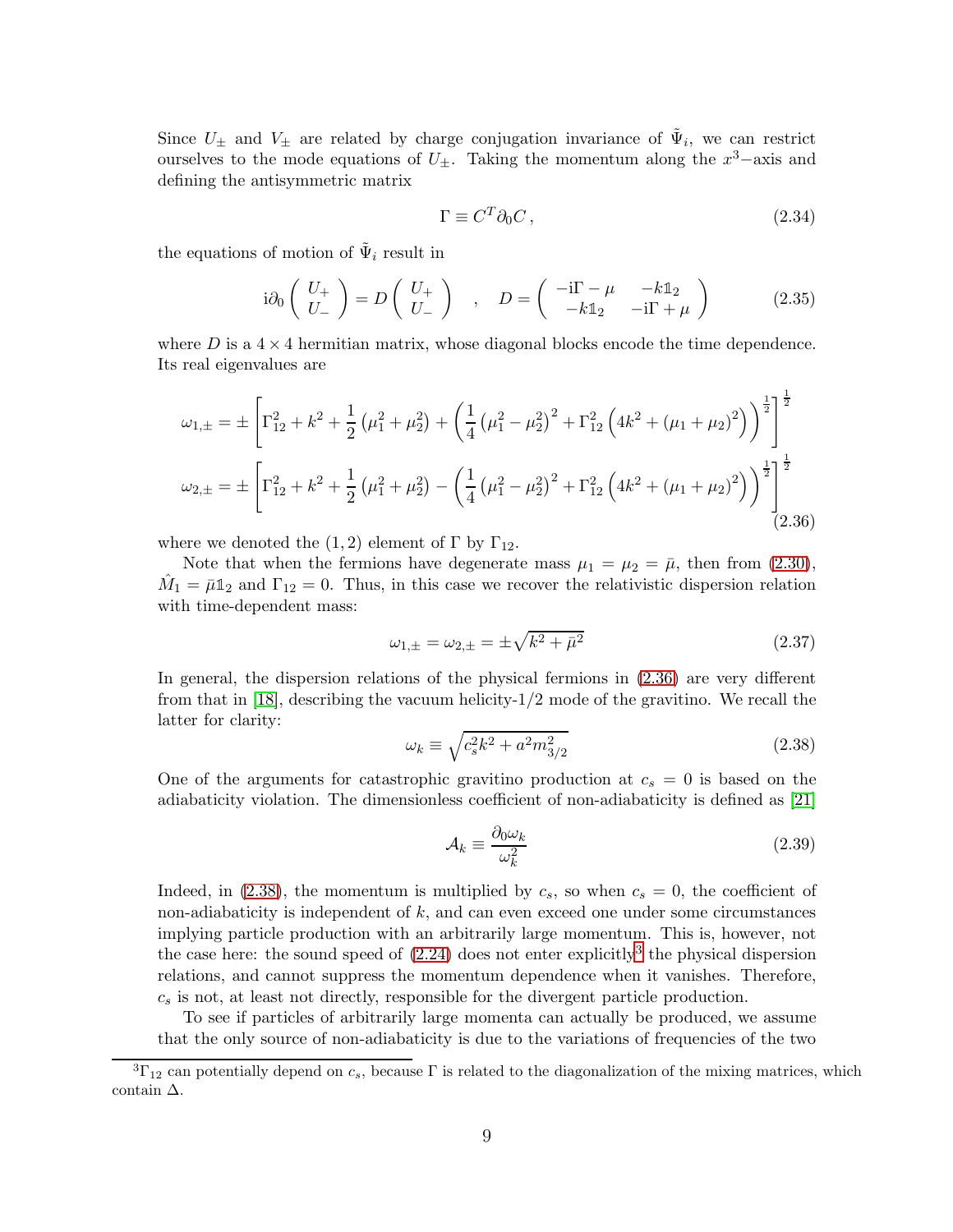Since $U_\pm$ and $V_\pm$ are related by charge conjugation invariance of $\tilde{\Psi}_i$, we can restrict ourselves to the mode equations of $U_\pm$. Taking the momentum along the $x^3$−axis and defining the antisymmetric matrix

$$\Gamma \equiv C^T \partial_0 C\,, \tag{2.34}$$

the equations of motion of $\tilde{\Psi}_i$ result in

$$\mathrm{i}\partial_0 \begin{pmatrix} U_+ \\ U_- \end{pmatrix} = D \begin{pmatrix} U_+ \\ U_- \end{pmatrix} \quad , \quad D = \begin{pmatrix} -\mathrm{i}\Gamma - \mu & -k\mathbb{1}_2 \\ -k\mathbb{1}_2 & -\mathrm{i}\Gamma + \mu \end{pmatrix} \tag{2.35}$$

where $D$ is a $4\times 4$ hermitian matrix, whose diagonal blocks encode the time dependence. Its real eigenvalues are

$$\begin{aligned}
\omega_{1,\pm} &= \pm\left[\Gamma_{12}^2 + k^2 + \frac{1}{2}\left(\mu_1^2+\mu_2^2\right) + \left(\frac{1}{4}\left(\mu_1^2-\mu_2^2\right)^2 + \Gamma_{12}^2\left(4k^2+(\mu_1+\mu_2)^2\right)\right)^{\frac{1}{2}}\right]^{\frac{1}{2}} \\
\omega_{2,\pm} &= \pm\left[\Gamma_{12}^2 + k^2 + \frac{1}{2}\left(\mu_1^2+\mu_2^2\right) - \left(\frac{1}{4}\left(\mu_1^2-\mu_2^2\right)^2 + \Gamma_{12}^2\left(4k^2+(\mu_1+\mu_2)^2\right)\right)^{\frac{1}{2}}\right]^{\frac{1}{2}}
\end{aligned} \tag{2.36}$$

where we denoted the $(1,2)$ element of $\Gamma$ by $\Gamma_{12}$.

Note that when the fermions have degenerate mass $\mu_1 = \mu_2 = \bar{\mu}$, then from (2.30), $\hat{M}_1 = \bar{\mu}\mathbb{1}_2$ and $\Gamma_{12} = 0$. Thus, in this case we recover the relativistic dispersion relation with time-dependent mass:

$$\omega_{1,\pm} = \omega_{2,\pm} = \pm\sqrt{k^2+\bar{\mu}^2} \tag{2.37}$$

In general, the dispersion relations of the physical fermions in (2.36) are very different from that in [18], describing the vacuum helicity-1/2 mode of the gravitino. We recall the latter for clarity:

$$\omega_k \equiv \sqrt{c_s^2 k^2 + a^2 m_{3/2}^2} \tag{2.38}$$

One of the arguments for catastrophic gravitino production at $c_s = 0$ is based on the adiabaticity violation. The dimensionless coefficient of non-adiabaticity is defined as [21]

$$\mathcal{A}_k \equiv \frac{\partial_0 \omega_k}{\omega_k^2} \tag{2.39}$$

Indeed, in (2.38), the momentum is multiplied by $c_s$, so when $c_s = 0$, the coefficient of non-adiabaticity is independent of $k$, and can even exceed one under some circumstances implying particle production with an arbitrarily large momentum. This is, however, not the case here: the sound speed of (2.24) does not enter explicitly[3] the physical dispersion relations, and cannot suppress the momentum dependence when it vanishes. Therefore, $c_s$ is not, at least not directly, responsible for the divergent particle production.

To see if particles of arbitrarily large momenta can actually be produced, we assume that the only source of non-adiabaticity is due to the variations of frequencies of the two

[3] $\Gamma_{12}$ can potentially depend on $c_s$, because $\Gamma$ is related to the diagonalization of the mixing matrices, which contain $\Delta$.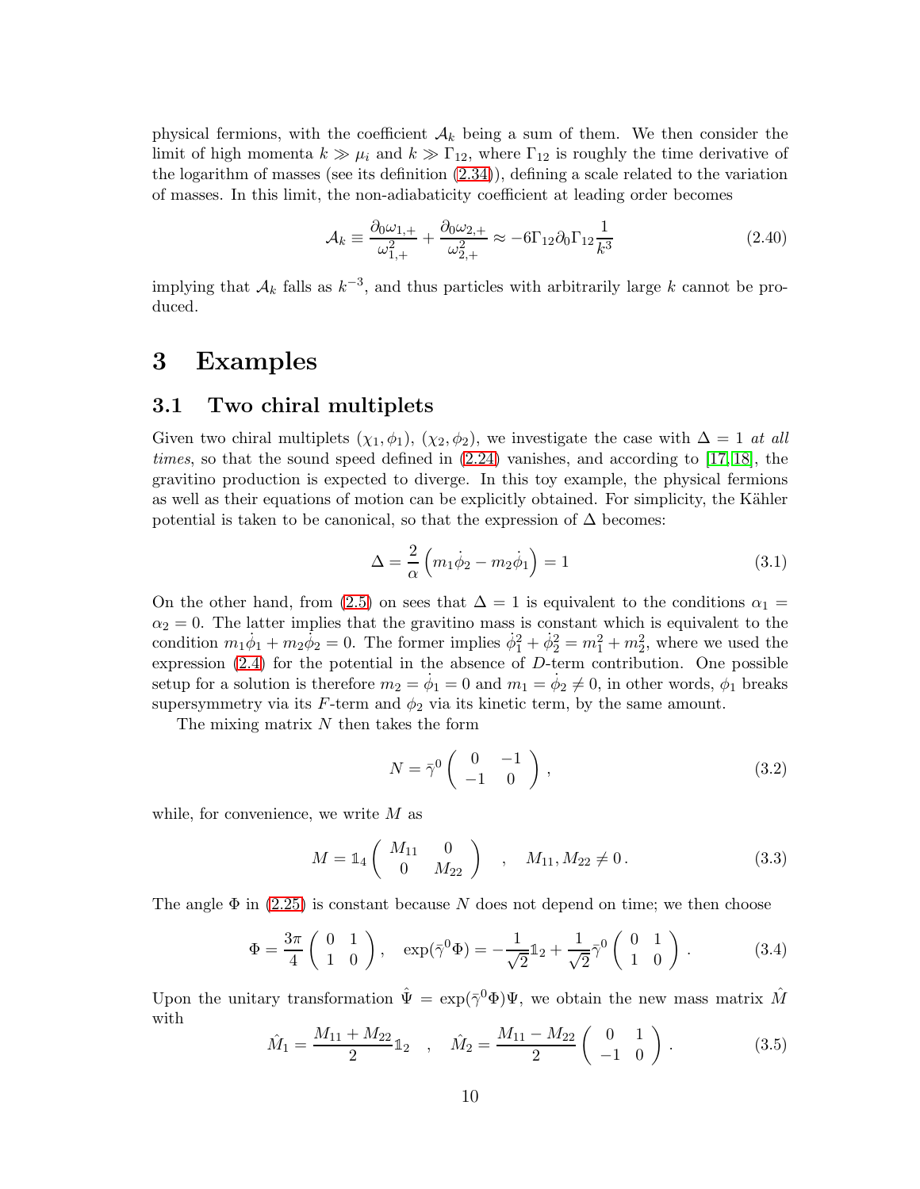physical fermions, with the coefficient $\mathcal{A}_k$ being a sum of them. We then consider the limit of high momenta $k \gg \mu_i$ and $k \gg \Gamma_{12}$, where $\Gamma_{12}$ is roughly the time derivative of the logarithm of masses (see its definition (2.34)), defining a scale related to the variation of masses. In this limit, the non-adiabaticity coefficient at leading order becomes

$$\mathcal{A}_k \equiv \frac{\partial_0 \omega_{1,+}}{\omega_{1,+}^2} + \frac{\partial_0 \omega_{2,+}}{\omega_{2,+}^2} \approx -6\Gamma_{12}\partial_0\Gamma_{12}\frac{1}{k^3} \tag{2.40}$$

implying that $\mathcal{A}_k$ falls as $k^{-3}$, and thus particles with arbitrarily large $k$ cannot be produced.

# 3 Examples

## 3.1 Two chiral multiplets

Given two chiral multiplets $(\chi_1, \phi_1)$, $(\chi_2, \phi_2)$, we investigate the case with $\Delta = 1$ *at all times*, so that the sound speed defined in (2.24) vanishes, and according to [17, 18], the gravitino production is expected to diverge. In this toy example, the physical fermions as well as their equations of motion can be explicitly obtained. For simplicity, the Kähler potential is taken to be canonical, so that the expression of $\Delta$ becomes:

$$\Delta = \frac{2}{\alpha}\left(m_1\dot{\phi}_2 - m_2\dot{\phi}_1\right) = 1 \tag{3.1}$$

On the other hand, from (2.5) on sees that $\Delta = 1$ is equivalent to the conditions $\alpha_1 = \alpha_2 = 0$. The latter implies that the gravitino mass is constant which is equivalent to the condition $m_1\dot{\phi}_1 + m_2\dot{\phi}_2 = 0$. The former implies $\dot{\phi}_1^2 + \dot{\phi}_2^2 = m_1^2 + m_2^2$, where we used the expression (2.4) for the potential in the absence of $D$-term contribution. One possible setup for a solution is therefore $m_2 = \dot{\phi}_1 = 0$ and $m_1 = \dot{\phi}_2 \neq 0$, in other words, $\phi_1$ breaks supersymmetry via its $F$-term and $\phi_2$ via its kinetic term, by the same amount.

The mixing matrix $N$ then takes the form

$$N = \bar{\gamma}^0 \begin{pmatrix} 0 & -1 \\ -1 & 0 \end{pmatrix}, \tag{3.2}$$

while, for convenience, we write $M$ as

$$M = \mathbb{1}_4 \begin{pmatrix} M_{11} & 0 \\ 0 & M_{22} \end{pmatrix} \quad , \quad M_{11}, M_{22} \neq 0\,. \tag{3.3}$$

The angle $\Phi$ in (2.25) is constant because $N$ does not depend on time; we then choose

$$\Phi = \frac{3\pi}{4}\begin{pmatrix} 0 & 1 \\ 1 & 0 \end{pmatrix}, \quad \exp(\bar{\gamma}^0\Phi) = -\frac{1}{\sqrt{2}}\mathbb{1}_2 + \frac{1}{\sqrt{2}}\bar{\gamma}^0\begin{pmatrix} 0 & 1 \\ 1 & 0 \end{pmatrix}. \tag{3.4}$$

Upon the unitary transformation $\hat{\Psi} = \exp(\bar{\gamma}^0\Phi)\Psi$, we obtain the new mass matrix $\hat{M}$ with

$$\hat{M}_1 = \frac{M_{11} + M_{22}}{2}\mathbb{1}_2 \quad , \quad \hat{M}_2 = \frac{M_{11} - M_{22}}{2}\begin{pmatrix} 0 & 1 \\ -1 & 0 \end{pmatrix}. \tag{3.5}$$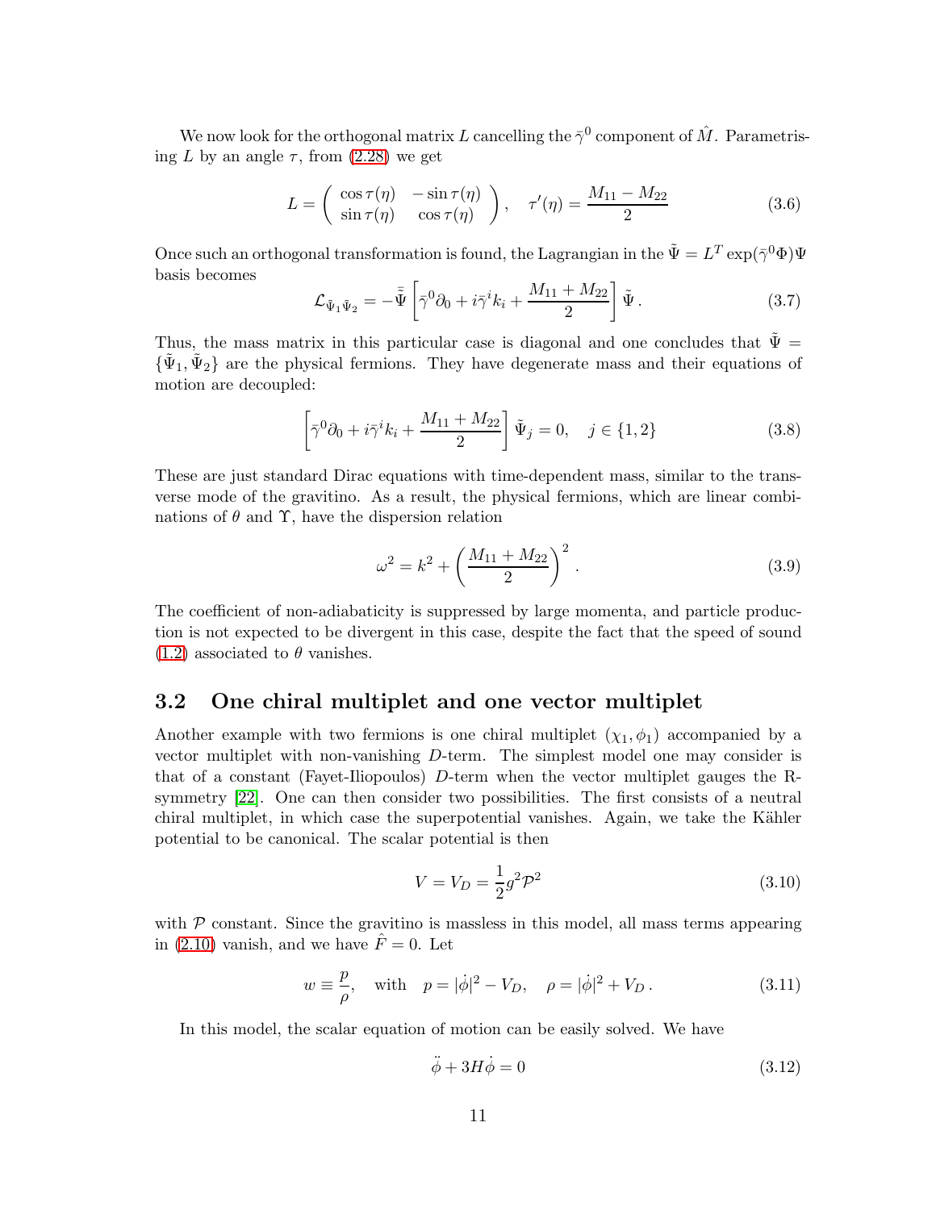We now look for the orthogonal matrix $L$ cancelling the $\bar{\gamma}^0$ component of $\hat{M}$. Parametrising $L$ by an angle $\tau$, from (2.28) we get

$$L = \begin{pmatrix} \cos\tau(\eta) & -\sin\tau(\eta) \\ \sin\tau(\eta) & \cos\tau(\eta) \end{pmatrix}, \quad \tau'(\eta) = \frac{M_{11} - M_{22}}{2} \tag{3.6}$$

Once such an orthogonal transformation is found, the Lagrangian in the $\tilde{\Psi} = L^T \exp(\bar{\gamma}^0 \Phi)\Psi$ basis becomes

$$\mathcal{L}_{\tilde{\Psi}_1 \tilde{\Psi}_2} = -\bar{\tilde{\Psi}} \left[ \bar{\gamma}^0 \partial_0 + i\bar{\gamma}^i k_i + \frac{M_{11} + M_{22}}{2} \right] \tilde{\Psi} \,. \tag{3.7}$$

Thus, the mass matrix in this particular case is diagonal and one concludes that $\tilde{\Psi} = \{\tilde{\Psi}_1, \tilde{\Psi}_2\}$ are the physical fermions. They have degenerate mass and their equations of motion are decoupled:

$$\left[ \bar{\gamma}^0 \partial_0 + i\bar{\gamma}^i k_i + \frac{M_{11} + M_{22}}{2} \right] \tilde{\Psi}_j = 0, \quad j \in \{1, 2\} \tag{3.8}$$

These are just standard Dirac equations with time-dependent mass, similar to the transverse mode of the gravitino. As a result, the physical fermions, which are linear combinations of $\theta$ and $\Upsilon$, have the dispersion relation

$$\omega^2 = k^2 + \left( \frac{M_{11} + M_{22}}{2} \right)^2 . \tag{3.9}$$

The coefficient of non-adiabaticity is suppressed by large momenta, and particle production is not expected to be divergent in this case, despite the fact that the speed of sound (1.2) associated to $\theta$ vanishes.

## 3.2 One chiral multiplet and one vector multiplet

Another example with two fermions is one chiral multiplet $(\chi_1, \phi_1)$ accompanied by a vector multiplet with non-vanishing $D$-term. The simplest model one may consider is that of a constant (Fayet-Iliopoulos) $D$-term when the vector multiplet gauges the R-symmetry [22]. One can then consider two possibilities. The first consists of a neutral chiral multiplet, in which case the superpotential vanishes. Again, we take the Kähler potential to be canonical. The scalar potential is then

$$V = V_D = \frac{1}{2} g^2 \mathcal{P}^2 \tag{3.10}$$

with $\mathcal{P}$ constant. Since the gravitino is massless in this model, all mass terms appearing in (2.10) vanish, and we have $\hat{F} = 0$. Let

$$w \equiv \frac{p}{\rho}, \quad \text{with} \quad p = |\dot{\phi}|^2 - V_D, \quad \rho = |\dot{\phi}|^2 + V_D \,. \tag{3.11}$$

In this model, the scalar equation of motion can be easily solved. We have

$$\ddot{\phi} + 3H\dot{\phi} = 0 \tag{3.12}$$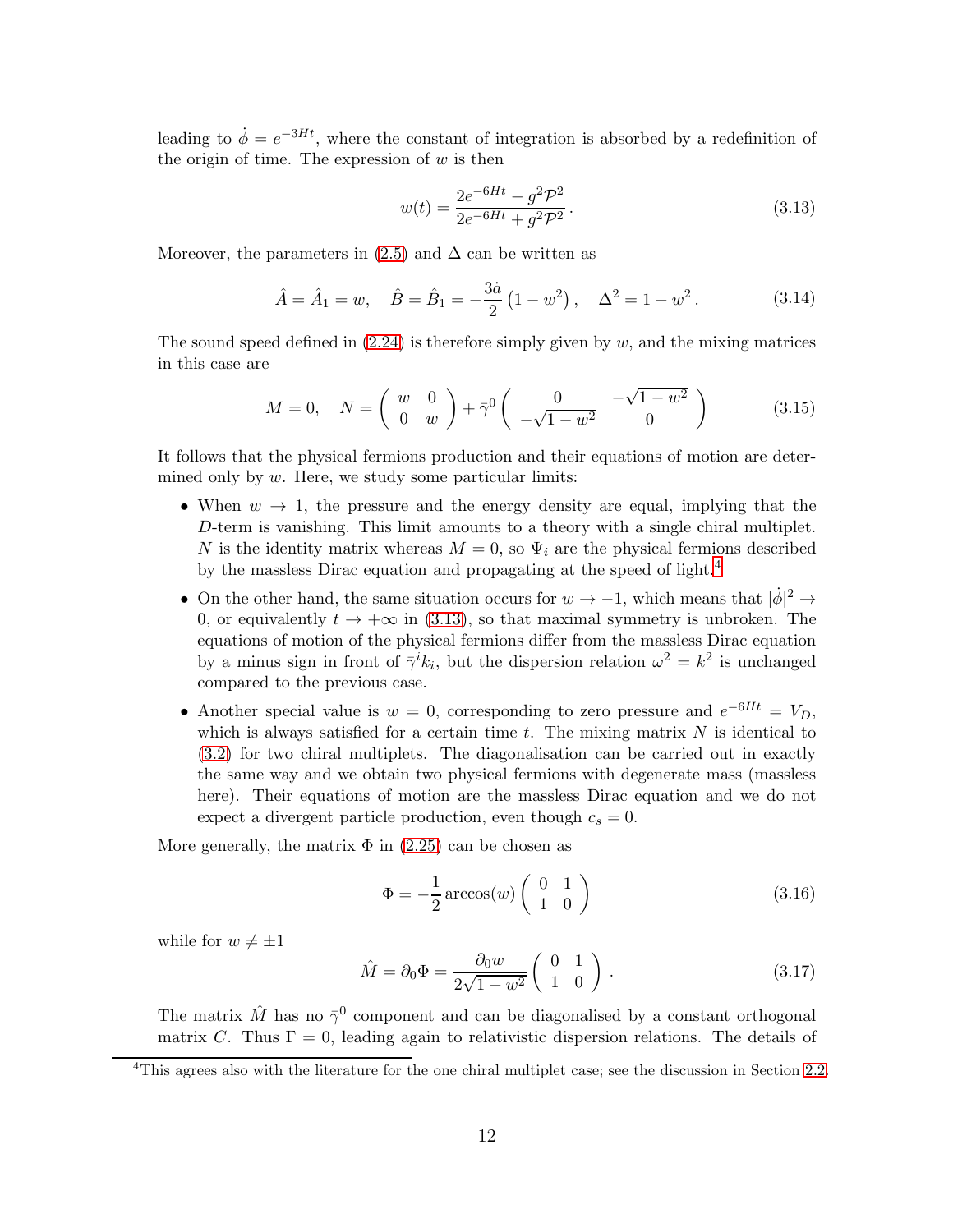leading to $\dot{\phi} = e^{-3Ht}$, where the constant of integration is absorbed by a redefinition of the origin of time. The expression of $w$ is then

$$w(t) = \frac{2e^{-6Ht} - g^2\mathcal{P}^2}{2e^{-6Ht} + g^2\mathcal{P}^2}\,. \tag{3.13}$$

Moreover, the parameters in (2.5) and $\Delta$ can be written as

$$\hat{A} = \hat{A}_1 = w, \quad \hat{B} = \hat{B}_1 = -\frac{3\dot{a}}{2}\left(1 - w^2\right), \quad \Delta^2 = 1 - w^2\,. \tag{3.14}$$

The sound speed defined in (2.24) is therefore simply given by $w$, and the mixing matrices in this case are

$$M = 0, \quad N = \begin{pmatrix} w & 0 \\ 0 & w \end{pmatrix} + \bar{\gamma}^0 \begin{pmatrix} 0 & -\sqrt{1-w^2} \\ -\sqrt{1-w^2} & 0 \end{pmatrix} \tag{3.15}$$

It follows that the physical fermions production and their equations of motion are determined only by $w$. Here, we study some particular limits:

- When $w \to 1$, the pressure and the energy density are equal, implying that the $D$-term is vanishing. This limit amounts to a theory with a single chiral multiplet. $N$ is the identity matrix whereas $M = 0$, so $\Psi_i$ are the physical fermions described by the massless Dirac equation and propagating at the speed of light.[4]
- On the other hand, the same situation occurs for $w \to -1$, which means that $|\dot{\phi}|^2 \to 0$, or equivalently $t \to +\infty$ in (3.13), so that maximal symmetry is unbroken. The equations of motion of the physical fermions differ from the massless Dirac equation by a minus sign in front of $\bar{\gamma}^i k_i$, but the dispersion relation $\omega^2 = k^2$ is unchanged compared to the previous case.
- Another special value is $w = 0$, corresponding to zero pressure and $e^{-6Ht} = V_D$, which is always satisfied for a certain time $t$. The mixing matrix $N$ is identical to (3.2) for two chiral multiplets. The diagonalisation can be carried out in exactly the same way and we obtain two physical fermions with degenerate mass (massless here). Their equations of motion are the massless Dirac equation and we do not expect a divergent particle production, even though $c_s = 0$.

More generally, the matrix $\Phi$ in (2.25) can be chosen as

$$\Phi = -\frac{1}{2}\arccos(w)\begin{pmatrix} 0 & 1 \\ 1 & 0 \end{pmatrix} \tag{3.16}$$

while for $w \neq \pm 1$

$$\hat{M} = \partial_0 \Phi = \frac{\partial_0 w}{2\sqrt{1-w^2}}\begin{pmatrix} 0 & 1 \\ 1 & 0 \end{pmatrix}\,. \tag{3.17}$$

The matrix $\hat{M}$ has no $\bar{\gamma}^0$ component and can be diagonalised by a constant orthogonal matrix $C$. Thus $\Gamma = 0$, leading again to relativistic dispersion relations. The details of

[4] This agrees also with the literature for the one chiral multiplet case; see the discussion in Section 2.2.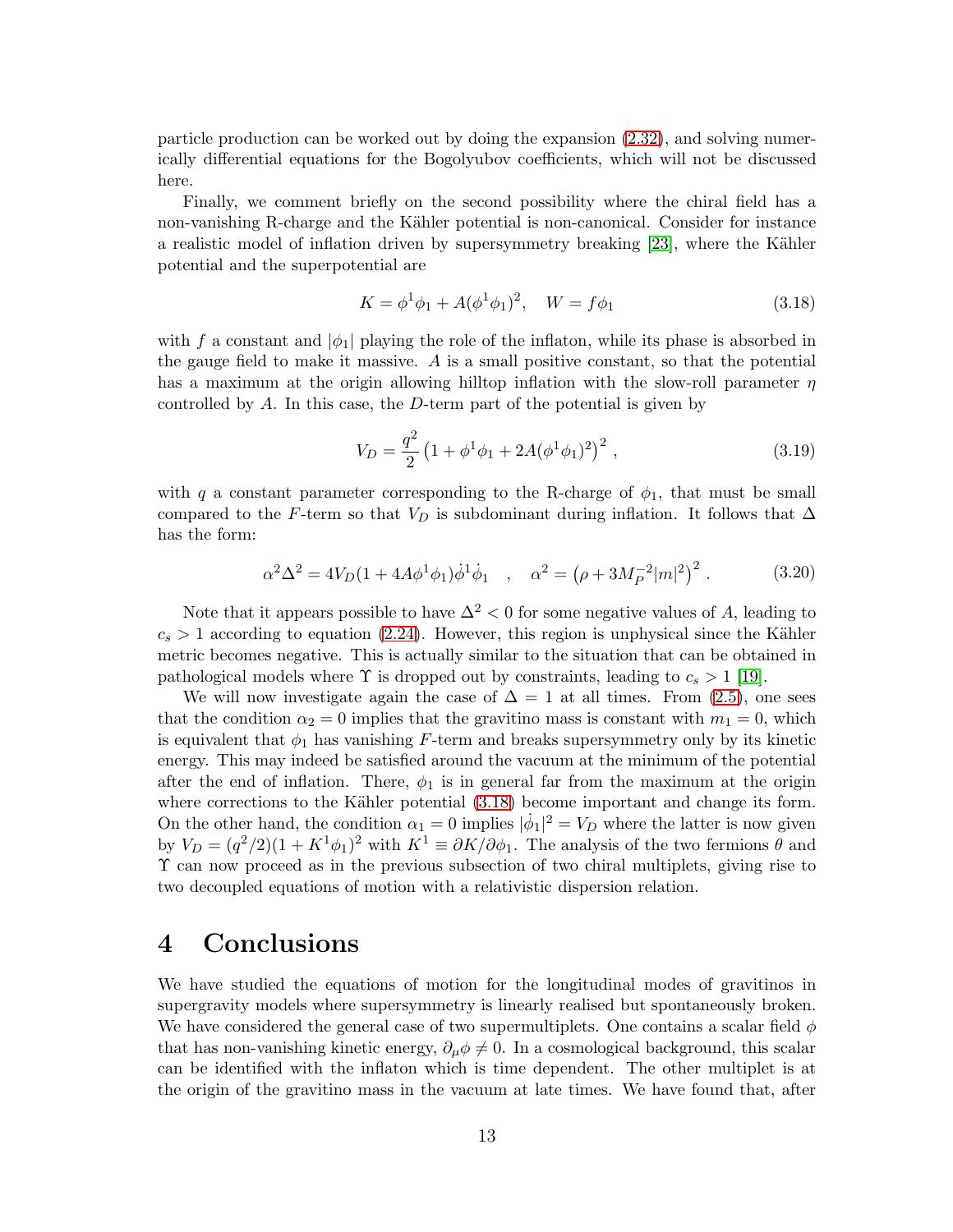particle production can be worked out by doing the expansion (2.32), and solving numerically differential equations for the Bogolyubov coefficients, which will not be discussed here.

Finally, we comment briefly on the second possibility where the chiral field has a non-vanishing R-charge and the Kähler potential is non-canonical. Consider for instance a realistic model of inflation driven by supersymmetry breaking [23], where the Kähler potential and the superpotential are

$$K = \phi^1\phi_1 + A(\phi^1\phi_1)^2, \quad W = f\phi_1 \tag{3.18}$$

with $f$ a constant and $|\phi_1|$ playing the role of the inflaton, while its phase is absorbed in the gauge field to make it massive. $A$ is a small positive constant, so that the potential has a maximum at the origin allowing hilltop inflation with the slow-roll parameter $\eta$ controlled by $A$. In this case, the $D$-term part of the potential is given by

$$V_D = \frac{q^2}{2}\left(1 + \phi^1\phi_1 + 2A(\phi^1\phi_1)^2\right)^2 , \tag{3.19}$$

with $q$ a constant parameter corresponding to the R-charge of $\phi_1$, that must be small compared to the $F$-term so that $V_D$ is subdominant during inflation. It follows that $\Delta$ has the form:

$$\alpha^2\Delta^2 = 4V_D(1 + 4A\phi^1\phi_1)\dot{\phi}^1\dot{\phi}_1 \quad , \quad \alpha^2 = \left(\rho + 3M_P^{-2}|m|^2\right)^2 . \tag{3.20}$$

Note that it appears possible to have $\Delta^2 < 0$ for some negative values of $A$, leading to $c_s > 1$ according to equation (2.24). However, this region is unphysical since the Kähler metric becomes negative. This is actually similar to the situation that can be obtained in pathological models where $\Upsilon$ is dropped out by constraints, leading to $c_s > 1$ [19].

We will now investigate again the case of $\Delta = 1$ at all times. From (2.5), one sees that the condition $\alpha_2 = 0$ implies that the gravitino mass is constant with $m_1 = 0$, which is equivalent that $\phi_1$ has vanishing $F$-term and breaks supersymmetry only by its kinetic energy. This may indeed be satisfied around the vacuum at the minimum of the potential after the end of inflation. There, $\phi_1$ is in general far from the maximum at the origin where corrections to the Kähler potential (3.18) become important and change its form. On the other hand, the condition $\alpha_1 = 0$ implies $|\dot{\phi}_1|^2 = V_D$ where the latter is now given by $V_D = (q^2/2)(1 + K^1\phi_1)^2$ with $K^1 \equiv \partial K/\partial\phi_1$. The analysis of the two fermions $\theta$ and $\Upsilon$ can now proceed as in the previous subsection of two chiral multiplets, giving rise to two decoupled equations of motion with a relativistic dispersion relation.

# 4 Conclusions

We have studied the equations of motion for the longitudinal modes of gravitinos in supergravity models where supersymmetry is linearly realised but spontaneously broken. We have considered the general case of two supermultiplets. One contains a scalar field $\phi$ that has non-vanishing kinetic energy, $\partial_\mu\phi \neq 0$. In a cosmological background, this scalar can be identified with the inflaton which is time dependent. The other multiplet is at the origin of the gravitino mass in the vacuum at late times. We have found that, after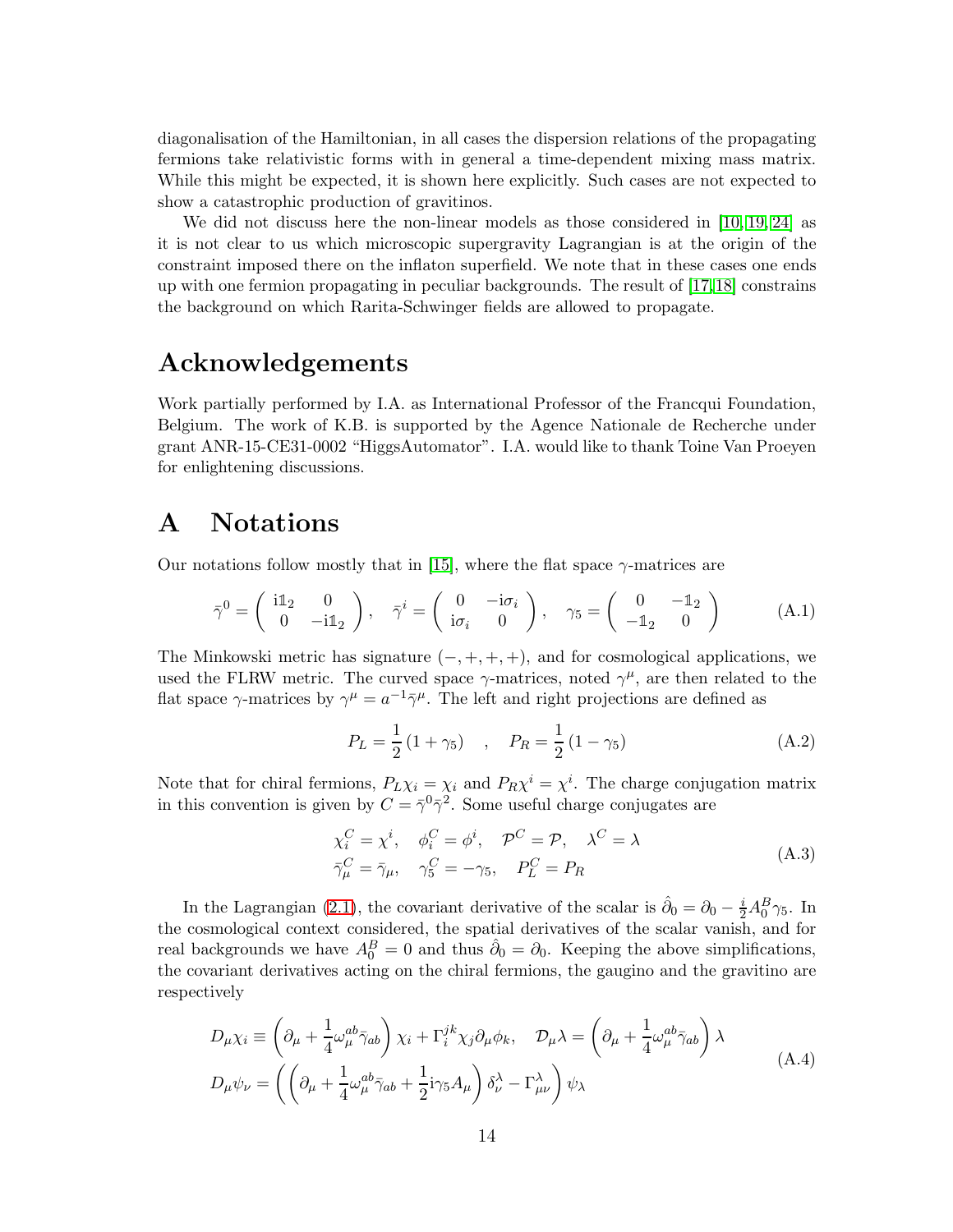diagonalisation of the Hamiltonian, in all cases the dispersion relations of the propagating fermions take relativistic forms with in general a time-dependent mixing mass matrix. While this might be expected, it is shown here explicitly. Such cases are not expected to show a catastrophic production of gravitinos.

We did not discuss here the non-linear models as those considered in [10, 19, 24] as it is not clear to us which microscopic supergravity Lagrangian is at the origin of the constraint imposed there on the inflaton superfield. We note that in these cases one ends up with one fermion propagating in peculiar backgrounds. The result of [17,18] constrains the background on which Rarita-Schwinger fields are allowed to propagate.

# Acknowledgements

Work partially performed by I.A. as International Professor of the Francqui Foundation, Belgium. The work of K.B. is supported by the Agence Nationale de Recherche under grant ANR-15-CE31-0002 "HiggsAutomator". I.A. would like to thank Toine Van Proeyen for enlightening discussions.

# A Notations

Our notations follow mostly that in [15], where the flat space $\gamma$-matrices are

$$\bar{\gamma}^0 = \begin{pmatrix} \mathrm{i}\mathbb{1}_2 & 0 \\ 0 & -\mathrm{i}\mathbb{1}_2 \end{pmatrix}, \quad \bar{\gamma}^i = \begin{pmatrix} 0 & -\mathrm{i}\sigma_i \\ \mathrm{i}\sigma_i & 0 \end{pmatrix}, \quad \gamma_5 = \begin{pmatrix} 0 & -\mathbb{1}_2 \\ -\mathbb{1}_2 & 0 \end{pmatrix} \tag{A.1}$$

The Minkowski metric has signature $(-,+,+,+)$, and for cosmological applications, we used the FLRW metric. The curved space $\gamma$-matrices, noted $\gamma^\mu$, are then related to the flat space $\gamma$-matrices by $\gamma^\mu = a^{-1}\bar{\gamma}^\mu$. The left and right projections are defined as

$$P_L = \frac{1}{2}(1+\gamma_5) \quad , \quad P_R = \frac{1}{2}(1-\gamma_5) \tag{A.2}$$

Note that for chiral fermions, $P_L\chi_i = \chi_i$ and $P_R\chi^i = \chi^i$. The charge conjugation matrix in this convention is given by $C = \bar{\gamma}^0\bar{\gamma}^2$. Some useful charge conjugates are

$$\begin{aligned} &\chi_i^C = \chi^i, \quad \phi_i^C = \phi^i, \quad \mathcal{P}^C = \mathcal{P}, \quad \lambda^C = \lambda \\ &\bar{\gamma}_\mu^C = \bar{\gamma}_\mu, \quad \gamma_5^C = -\gamma_5, \quad P_L^C = P_R \end{aligned} \tag{A.3}$$

In the Lagrangian (2.1), the covariant derivative of the scalar is $\hat{\partial}_0 = \partial_0 - \frac{i}{2}A_0^B\gamma_5$. In the cosmological context considered, the spatial derivatives of the scalar vanish, and for real backgrounds we have $A_0^B = 0$ and thus $\hat{\partial}_0 = \partial_0$. Keeping the above simplifications, the covariant derivatives acting on the chiral fermions, the gaugino and the gravitino are respectively

$$\begin{aligned} &D_\mu\chi_i \equiv \left(\partial_\mu + \frac{1}{4}\omega_\mu^{ab}\bar{\gamma}_{ab}\right)\chi_i + \Gamma_i^{jk}\chi_j\partial_\mu\phi_k, \quad \mathcal{D}_\mu\lambda = \left(\partial_\mu + \frac{1}{4}\omega_\mu^{ab}\bar{\gamma}_{ab}\right)\lambda \\ &D_\mu\psi_\nu = \left(\left(\partial_\mu + \frac{1}{4}\omega_\mu^{ab}\bar{\gamma}_{ab} + \frac{1}{2}\mathrm{i}\gamma_5 A_\mu\right)\delta_\nu^\lambda - \Gamma_{\mu\nu}^\lambda\right)\psi_\lambda \end{aligned} \tag{A.4}$$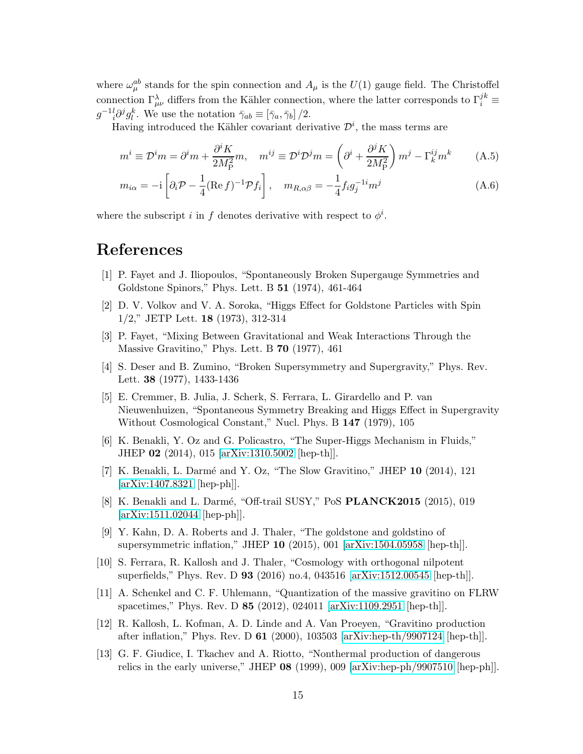where $\omega_\mu^{ab}$ stands for the spin connection and $A_\mu$ is the $U(1)$ gauge field. The Christoffel connection $\Gamma^\lambda_{\mu\nu}$ differs from the Kähler connection, where the latter corresponds to $\Gamma_i^{jk} \equiv g^{-1}{}_i^l \partial^j g_l^k$. We use the notation $\bar{\gamma}_{ab} \equiv [\bar{\gamma}_a, \bar{\gamma}_b]/2$.

Having introduced the Kähler covariant derivative $\mathcal{D}^i$, the mass terms are

$$m^i \equiv \mathcal{D}^i m = \partial^i m + \frac{\partial^i K}{2M_{\rm P}^2} m, \quad m^{ij} \equiv \mathcal{D}^i \mathcal{D}^j m = \left(\partial^i + \frac{\partial^j K}{2M_{\rm P}^2}\right) m^j - \Gamma_k^{ij} m^k \tag{A.5}$$

$$m_{i\alpha} = -{\rm i}\left[\partial_i \mathcal{P} - \frac{1}{4}({\rm Re}\, f)^{-1} \mathcal{P} f_i\right], \quad m_{R,\alpha\beta} = -\frac{1}{4} f_i g_j^{-1i} m^j \tag{A.6}$$

where the subscript $i$ in $f$ denotes derivative with respect to $\phi^i$.

# References

[1] P. Fayet and J. Iliopoulos, "Spontaneously Broken Supergauge Symmetries and Goldstone Spinors," Phys. Lett. B **51** (1974), 461-464

[2] D. V. Volkov and V. A. Soroka, "Higgs Effect for Goldstone Particles with Spin 1/2," JETP Lett. **18** (1973), 312-314

[3] P. Fayet, "Mixing Between Gravitational and Weak Interactions Through the Massive Gravitino," Phys. Lett. B **70** (1977), 461

[4] S. Deser and B. Zumino, "Broken Supersymmetry and Supergravity," Phys. Rev. Lett. **38** (1977), 1433-1436

[5] E. Cremmer, B. Julia, J. Scherk, S. Ferrara, L. Girardello and P. van Nieuwenhuizen, "Spontaneous Symmetry Breaking and Higgs Effect in Supergravity Without Cosmological Constant," Nucl. Phys. B **147** (1979), 105

[6] K. Benakli, Y. Oz and G. Policastro, "The Super-Higgs Mechanism in Fluids," JHEP **02** (2014), 015 [arXiv:1310.5002 [hep-th]].

[7] K. Benakli, L. Darmé and Y. Oz, "The Slow Gravitino," JHEP **10** (2014), 121 [arXiv:1407.8321 [hep-ph]].

[8] K. Benakli and L. Darmé, "Off-trail SUSY," PoS **PLANCK2015** (2015), 019 [arXiv:1511.02044 [hep-ph]].

[9] Y. Kahn, D. A. Roberts and J. Thaler, "The goldstone and goldstino of supersymmetric inflation," JHEP **10** (2015), 001 [arXiv:1504.05958 [hep-th]].

[10] S. Ferrara, R. Kallosh and J. Thaler, "Cosmology with orthogonal nilpotent superfields," Phys. Rev. D **93** (2016) no.4, 043516 [arXiv:1512.00545 [hep-th]].

[11] A. Schenkel and C. F. Uhlemann, "Quantization of the massive gravitino on FLRW spacetimes," Phys. Rev. D **85** (2012), 024011 [arXiv:1109.2951 [hep-th]].

[12] R. Kallosh, L. Kofman, A. D. Linde and A. Van Proeyen, "Gravitino production after inflation," Phys. Rev. D **61** (2000), 103503 [arXiv:hep-th/9907124 [hep-th]].

[13] G. F. Giudice, I. Tkachev and A. Riotto, "Nonthermal production of dangerous relics in the early universe," JHEP **08** (1999), 009 [arXiv:hep-ph/9907510 [hep-ph]].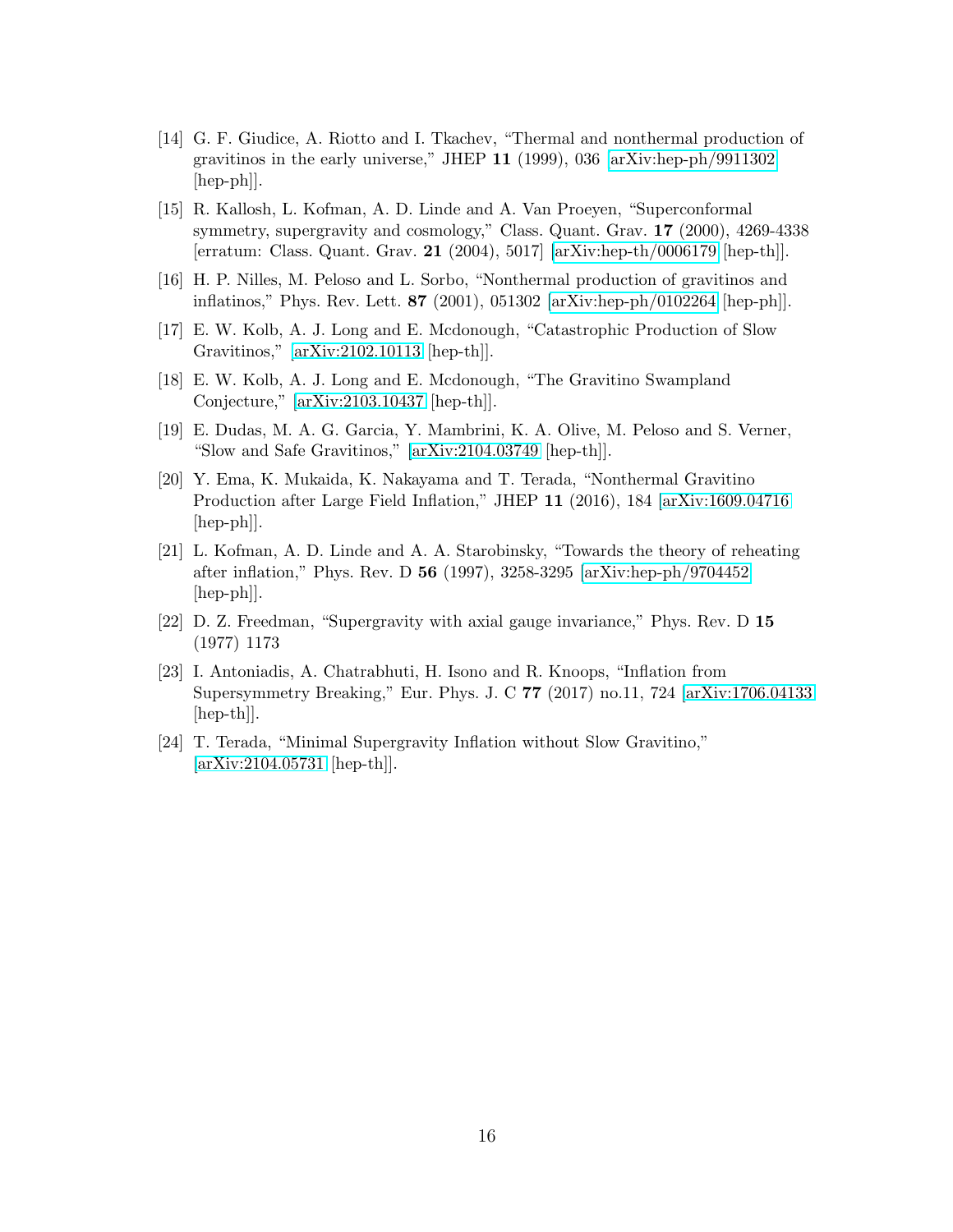[14] G. F. Giudice, A. Riotto and I. Tkachev, "Thermal and nonthermal production of gravitinos in the early universe," JHEP **11** (1999), 036 [arXiv:hep-ph/9911302 [hep-ph]].

[15] R. Kallosh, L. Kofman, A. D. Linde and A. Van Proeyen, "Superconformal symmetry, supergravity and cosmology," Class. Quant. Grav. **17** (2000), 4269-4338 [erratum: Class. Quant. Grav. **21** (2004), 5017] [arXiv:hep-th/0006179 [hep-th]].

[16] H. P. Nilles, M. Peloso and L. Sorbo, "Nonthermal production of gravitinos and inflatinos," Phys. Rev. Lett. **87** (2001), 051302 [arXiv:hep-ph/0102264 [hep-ph]].

[17] E. W. Kolb, A. J. Long and E. Mcdonough, "Catastrophic Production of Slow Gravitinos," [arXiv:2102.10113 [hep-th]].

[18] E. W. Kolb, A. J. Long and E. Mcdonough, "The Gravitino Swampland Conjecture," [arXiv:2103.10437 [hep-th]].

[19] E. Dudas, M. A. G. Garcia, Y. Mambrini, K. A. Olive, M. Peloso and S. Verner, "Slow and Safe Gravitinos," [arXiv:2104.03749 [hep-th]].

[20] Y. Ema, K. Mukaida, K. Nakayama and T. Terada, "Nonthermal Gravitino Production after Large Field Inflation," JHEP **11** (2016), 184 [arXiv:1609.04716 [hep-ph]].

[21] L. Kofman, A. D. Linde and A. A. Starobinsky, "Towards the theory of reheating after inflation," Phys. Rev. D **56** (1997), 3258-3295 [arXiv:hep-ph/9704452 [hep-ph]].

[22] D. Z. Freedman, "Supergravity with axial gauge invariance," Phys. Rev. D **15** (1977) 1173

[23] I. Antoniadis, A. Chatrabhuti, H. Isono and R. Knoops, "Inflation from Supersymmetry Breaking," Eur. Phys. J. C **77** (2017) no.11, 724 [arXiv:1706.04133 [hep-th]].

[24] T. Terada, "Minimal Supergravity Inflation without Slow Gravitino," [arXiv:2104.05731 [hep-th]].